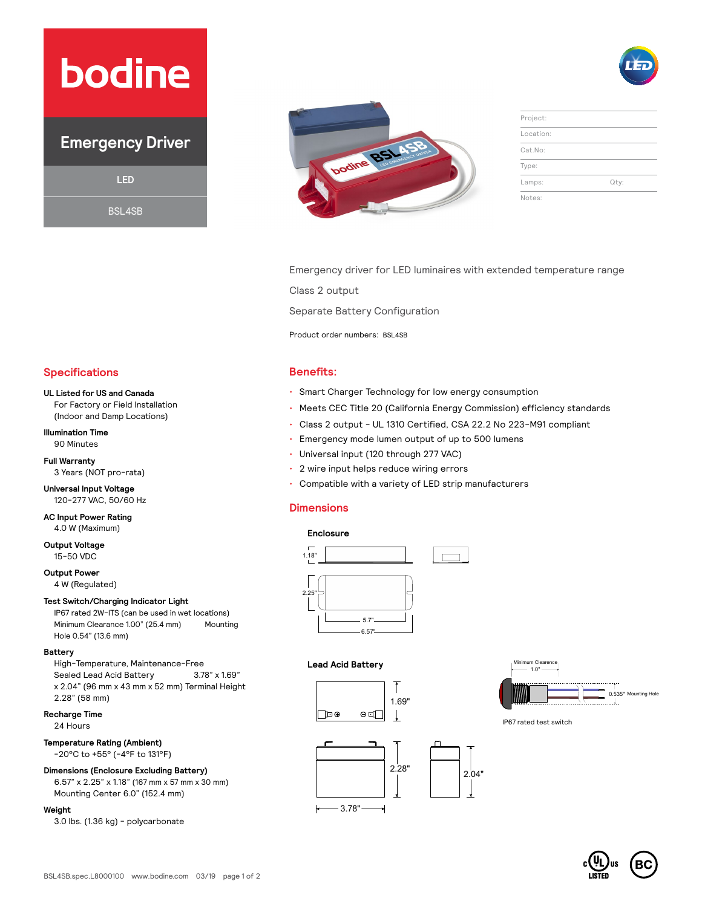# bodine

## Emergency Driver

LED

BSL4SB

| | |
|---|---|
| Project: | |
| Location: | |
| Cat.No: | |
| Type: | |
| Lamps: | Qty: |
| Notes: | |

Emergency driver for LED luminaires with extended temperature range

Class 2 output

Separate Battery Configuration

Product order numbers: BSL4SB

## Specifications

**UL Listed for US and Canada**
For Factory or Field Installation
(Indoor and Damp Locations)

**Illumination Time**
90 Minutes

**Full Warranty**
3 Years (NOT pro-rata)

**Universal Input Voltage**
120-277 VAC, 50/60 Hz

**AC Input Power Rating**
4.0 W (Maximum)

**Output Voltage**
15-50 VDC

**Output Power**
4 W (Regulated)

**Test Switch/Charging Indicator Light**
IP67 rated 2W-ITS (can be used in wet locations)
Minimum Clearance 1.00" (25.4 mm) Mounting Hole 0.54" (13.6 mm)

**Battery**
High-Temperature, Maintenance-Free Sealed Lead Acid Battery 3.78" x 1.69" x 2.04" (96 mm x 43 mm x 52 mm) Terminal Height 2.28" (58 mm)

**Recharge Time**
24 Hours

**Temperature Rating (Ambient)**
-20°C to +55° (-4°F to 131°F)

**Dimensions (Enclosure Excluding Battery)**
6.57" x 2.25" x 1.18" (167 mm x 57 mm x 30 mm)
Mounting Center 6.0" (152.4 mm)

**Weight**
3.0 lbs. (1.36 kg) - polycarbonate

## Benefits:

- Smart Charger Technology for low energy consumption
- Meets CEC Title 20 (California Energy Commission) efficiency standards
- Class 2 output - UL 1310 Certified, CSA 22.2 No 223-M91 compliant
- Emergency mode lumen output of up to 500 lumens
- Universal input (120 through 277 VAC)
- 2 wire input helps reduce wiring errors
- Compatible with a variety of LED strip manufacturers

## Dimensions

**Enclosure**

1.18"
2.25"
5.7"
6.57"

**Lead Acid Battery**

1.69"
2.28"
2.04"
3.78"

Minimum Clearence 1.0"
0.535" Mounting Hole

IP67 rated test switch

BSL4SB.spec.L8000100 www.bodine.com 03/19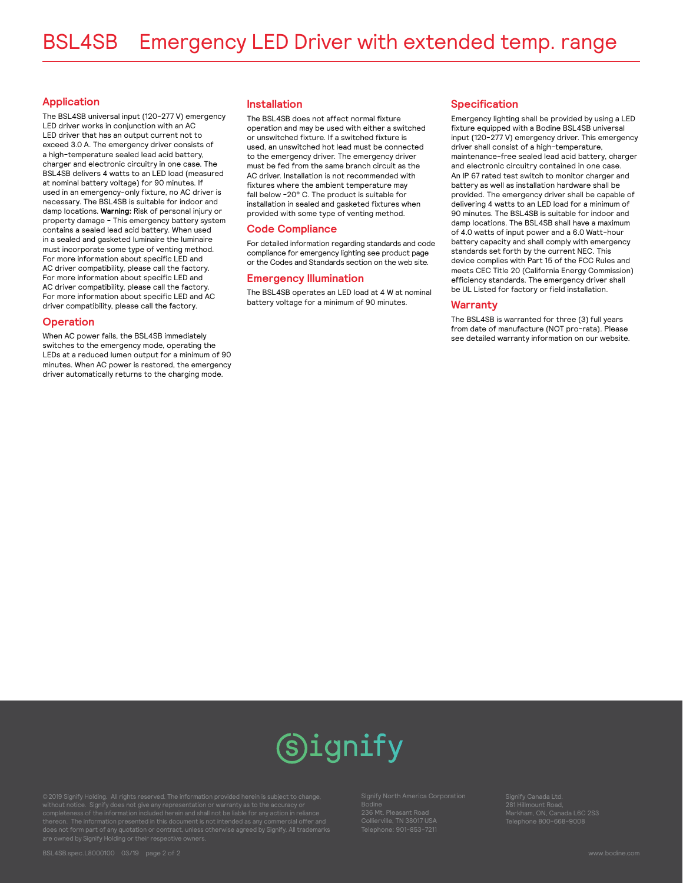# BSL4SB Emergency LED Driver with extended temp. range

## Application

The BSL4SB universal input (120-277 V) emergency LED driver works in conjunction with an AC LED driver that has an output current not to exceed 3.0 A. The emergency driver consists of a high-temperature sealed lead acid battery, charger and electronic circuitry in one case. The BSL4SB delivers 4 watts to an LED load (measured at nominal battery voltage) for 90 minutes. If used in an emergency-only fixture, no AC driver is necessary. The BSL4SB is suitable for indoor and damp locations. **Warning:** Risk of personal injury or property damage - This emergency battery system contains a sealed lead acid battery. When used in a sealed and gasketed luminaire the luminaire must incorporate some type of venting method. For more information about specific LED and AC driver compatibility, please call the factory. For more information about specific LED and AC driver compatibility, please call the factory. For more information about specific LED and AC driver compatibility, please call the factory.

## Operation

When AC power fails, the BSL4SB immediately switches to the emergency mode, operating the LEDs at a reduced lumen output for a minimum of 90 minutes. When AC power is restored, the emergency driver automatically returns to the charging mode.

## Installation

The BSL4SB does not affect normal fixture operation and may be used with either a switched or unswitched fixture. If a switched fixture is used, an unswitched hot lead must be connected to the emergency driver. The emergency driver must be fed from the same branch circuit as the AC driver. Installation is not recommended with fixtures where the ambient temperature may fall below -20° C. The product is suitable for installation in sealed and gasketed fixtures when provided with some type of venting method.

## Code Compliance

For detailed information regarding standards and code compliance for emergency lighting see product page or the Codes and Standards section on the web site.

## Emergency Illumination

The BSL4SB operates an LED load at 4 W at nominal battery voltage for a minimum of 90 minutes.

## Specification

Emergency lighting shall be provided by using a LED fixture equipped with a Bodine BSL4SB universal input (120-277 V) emergency driver. This emergency driver shall consist of a high-temperature, maintenance-free sealed lead acid battery, charger and electronic circuitry contained in one case. An IP 67 rated test switch to monitor charger and battery as well as installation hardware shall be provided. The emergency driver shall be capable of delivering 4 watts to an LED load for a minimum of 90 minutes. The BSL4SB is suitable for indoor and damp locations. The BSL4SB shall have a maximum of 4.0 watts of input power and a 6.0 Watt-hour battery capacity and shall comply with emergency standards set forth by the current NEC. This device complies with Part 15 of the FCC Rules and meets CEC Title 20 (California Energy Commission) efficiency standards. The emergency driver shall be UL Listed for factory or field installation.

## Warranty

The BSL4SB is warranted for three (3) full years from date of manufacture (NOT pro-rata). Please see detailed warranty information on our website.

signify

© 2019 Signify Holding. All rights reserved. The information provided herein is subject to change, without notice. Signify does not give any representation or warranty as to the accuracy or completeness of the information included herein and shall not be liable for any action in reliance thereon. The information presented in this document is not intended as any commercial offer and does not form part of any quotation or contract, unless otherwise agreed by Signify. All trademarks are owned by Signify Holding or their respective owners.

Signify North America Corporation
Bodine
236 Mt. Pleasant Road
Collierville, TN 38017 USA
Telephone: 901-853-7211

Signify Canada Ltd.
281 Hillmount Road,
Markham, ON, Canada L6C 2S3
Telephone 800-668-9008

BSL4SB.spec.L8000100 03/19

www.bodine.com